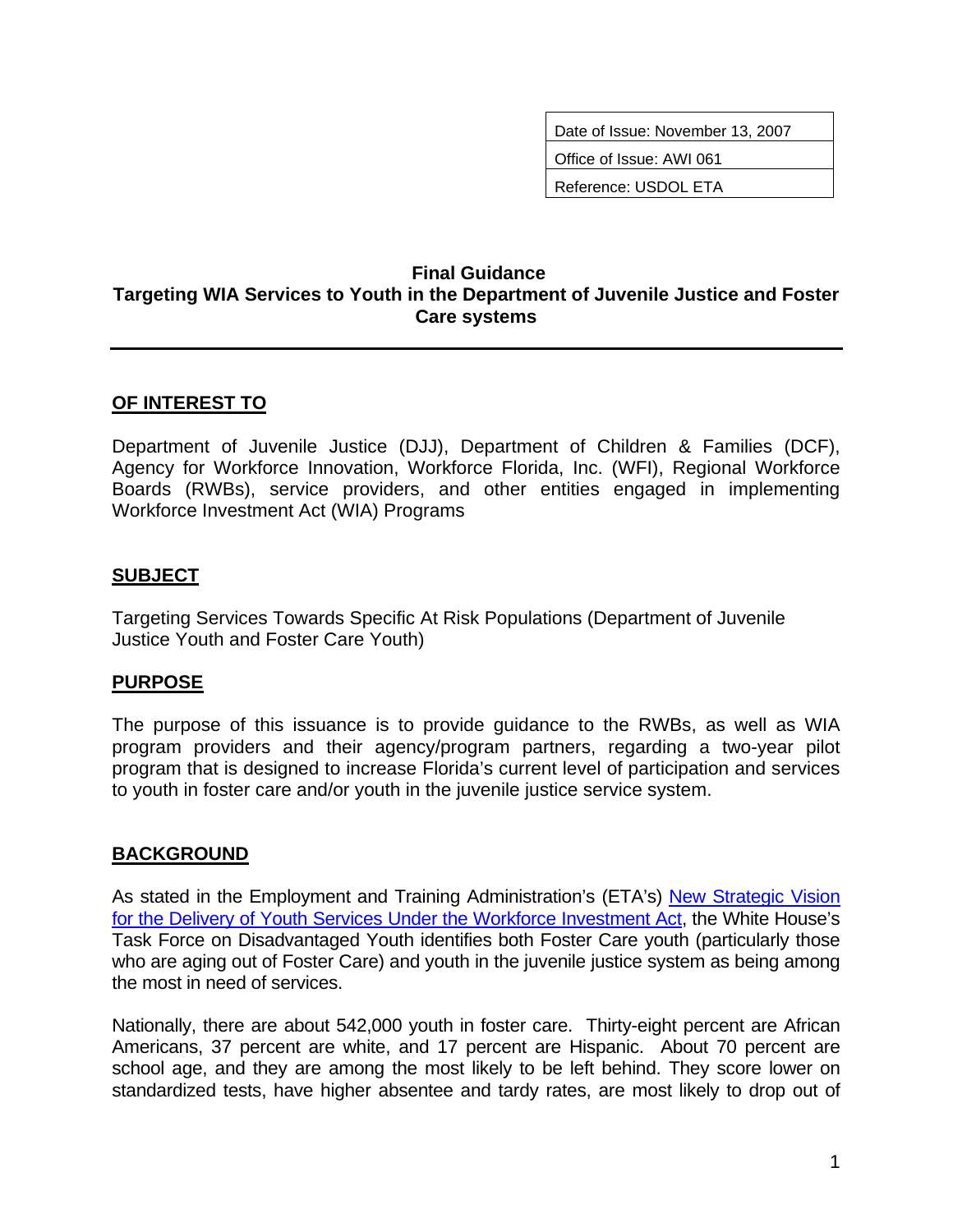| Date of Issue: November 13, 2007 |
| --- |
| Office of Issue: AWI 061 |
| Reference: USDOL ETA |

**Final Guidance**
**Targeting WIA Services to Youth in the Department of Juvenile Justice and Foster Care systems**

---

## OF INTEREST TO

Department of Juvenile Justice (DJJ), Department of Children & Families (DCF), Agency for Workforce Innovation, Workforce Florida, Inc. (WFI), Regional Workforce Boards (RWBs), service providers, and other entities engaged in implementing Workforce Investment Act (WIA) Programs

## SUBJECT

Targeting Services Towards Specific At Risk Populations (Department of Juvenile Justice Youth and Foster Care Youth)

## PURPOSE

The purpose of this issuance is to provide guidance to the RWBs, as well as WIA program providers and their agency/program partners, regarding a two-year pilot program that is designed to increase Florida's current level of participation and services to youth in foster care and/or youth in the juvenile justice service system.

## BACKGROUND

As stated in the Employment and Training Administration's (ETA's) New Strategic Vision for the Delivery of Youth Services Under the Workforce Investment Act, the White House's Task Force on Disadvantaged Youth identifies both Foster Care youth (particularly those who are aging out of Foster Care) and youth in the juvenile justice system as being among the most in need of services.

Nationally, there are about 542,000 youth in foster care. Thirty-eight percent are African Americans, 37 percent are white, and 17 percent are Hispanic. About 70 percent are school age, and they are among the most likely to be left behind. They score lower on standardized tests, have higher absentee and tardy rates, are most likely to drop out of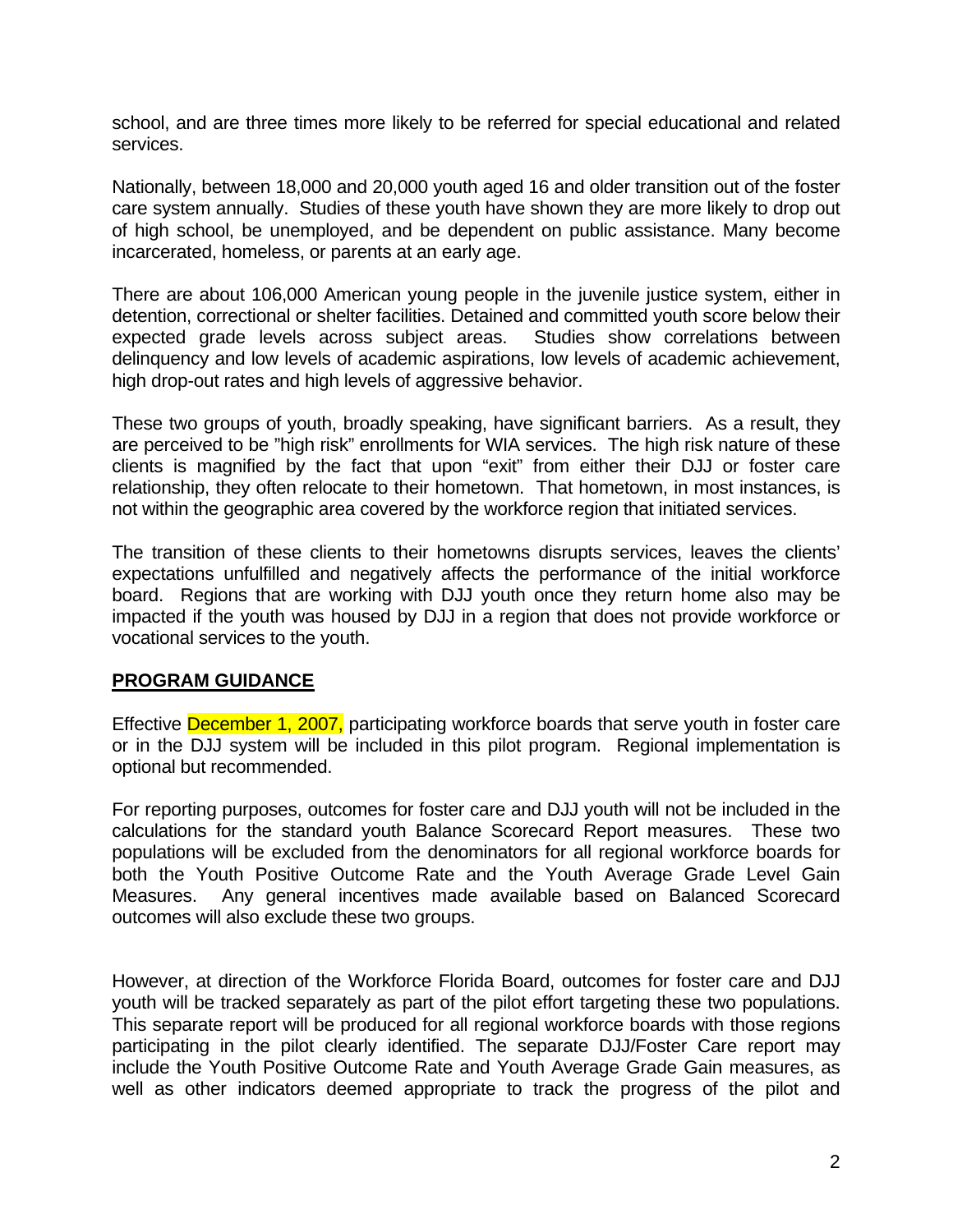school, and are three times more likely to be referred for special educational and related services.

Nationally, between 18,000 and 20,000 youth aged 16 and older transition out of the foster care system annually. Studies of these youth have shown they are more likely to drop out of high school, be unemployed, and be dependent on public assistance. Many become incarcerated, homeless, or parents at an early age.

There are about 106,000 American young people in the juvenile justice system, either in detention, correctional or shelter facilities. Detained and committed youth score below their expected grade levels across subject areas. Studies show correlations between delinquency and low levels of academic aspirations, low levels of academic achievement, high drop-out rates and high levels of aggressive behavior.

These two groups of youth, broadly speaking, have significant barriers. As a result, they are perceived to be "high risk" enrollments for WIA services. The high risk nature of these clients is magnified by the fact that upon "exit" from either their DJJ or foster care relationship, they often relocate to their hometown. That hometown, in most instances, is not within the geographic area covered by the workforce region that initiated services.

The transition of these clients to their hometowns disrupts services, leaves the clients' expectations unfulfilled and negatively affects the performance of the initial workforce board. Regions that are working with DJJ youth once they return home also may be impacted if the youth was housed by DJJ in a region that does not provide workforce or vocational services to the youth.

## PROGRAM GUIDANCE

Effective December 1, 2007, participating workforce boards that serve youth in foster care or in the DJJ system will be included in this pilot program. Regional implementation is optional but recommended.

For reporting purposes, outcomes for foster care and DJJ youth will not be included in the calculations for the standard youth Balance Scorecard Report measures. These two populations will be excluded from the denominators for all regional workforce boards for both the Youth Positive Outcome Rate and the Youth Average Grade Level Gain Measures. Any general incentives made available based on Balanced Scorecard outcomes will also exclude these two groups.

However, at direction of the Workforce Florida Board, outcomes for foster care and DJJ youth will be tracked separately as part of the pilot effort targeting these two populations. This separate report will be produced for all regional workforce boards with those regions participating in the pilot clearly identified. The separate DJJ/Foster Care report may include the Youth Positive Outcome Rate and Youth Average Grade Gain measures, as well as other indicators deemed appropriate to track the progress of the pilot and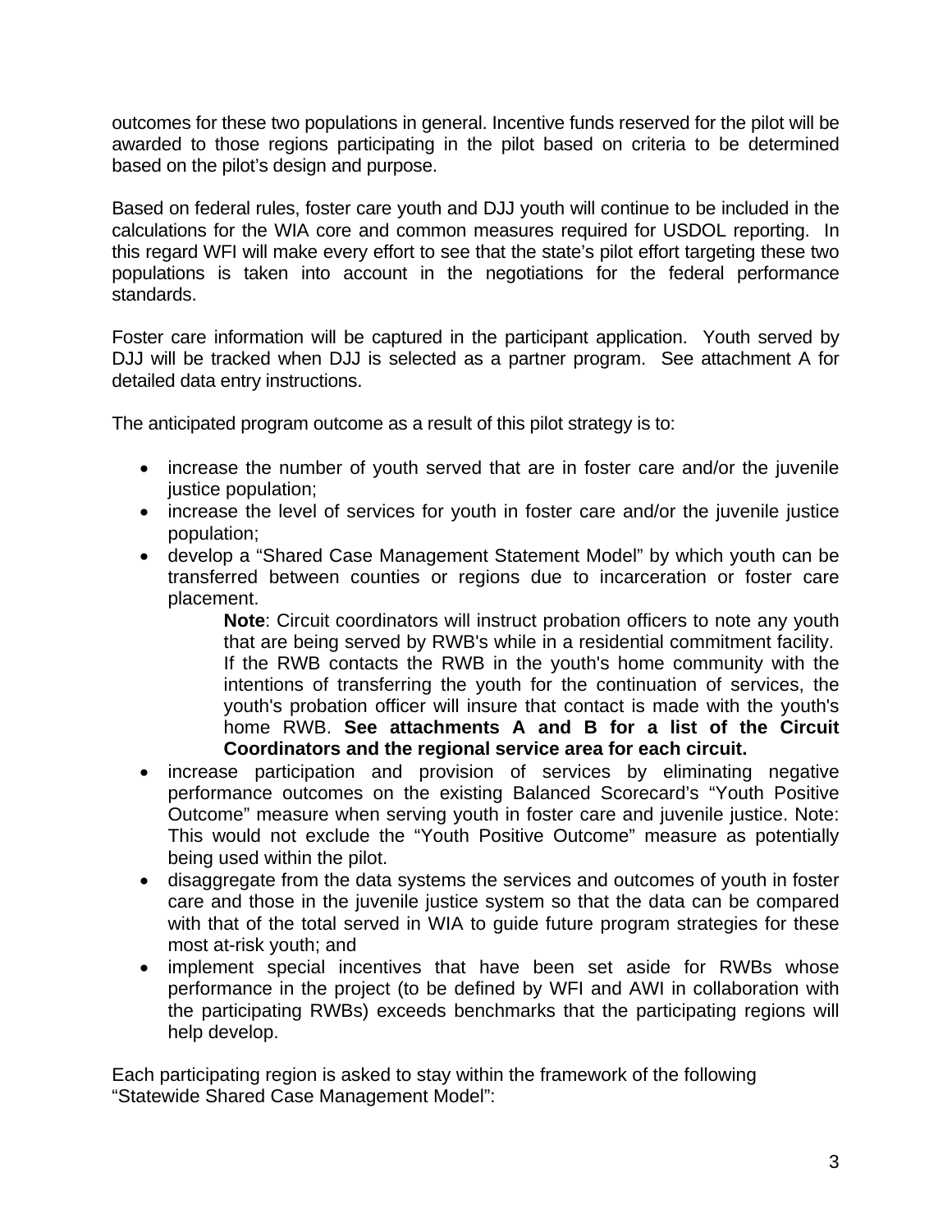outcomes for these two populations in general. Incentive funds reserved for the pilot will be awarded to those regions participating in the pilot based on criteria to be determined based on the pilot's design and purpose.

Based on federal rules, foster care youth and DJJ youth will continue to be included in the calculations for the WIA core and common measures required for USDOL reporting. In this regard WFI will make every effort to see that the state's pilot effort targeting these two populations is taken into account in the negotiations for the federal performance standards.

Foster care information will be captured in the participant application. Youth served by DJJ will be tracked when DJJ is selected as a partner program. See attachment A for detailed data entry instructions.

The anticipated program outcome as a result of this pilot strategy is to:

- increase the number of youth served that are in foster care and/or the juvenile justice population;
- increase the level of services for youth in foster care and/or the juvenile justice population;
- develop a "Shared Case Management Statement Model" by which youth can be transferred between counties or regions due to incarceration or foster care placement.

  **Note**: Circuit coordinators will instruct probation officers to note any youth that are being served by RWB's while in a residential commitment facility. If the RWB contacts the RWB in the youth's home community with the intentions of transferring the youth for the continuation of services, the youth's probation officer will insure that contact is made with the youth's home RWB. **See attachments A and B for a list of the Circuit Coordinators and the regional service area for each circuit.**

- increase participation and provision of services by eliminating negative performance outcomes on the existing Balanced Scorecard's "Youth Positive Outcome" measure when serving youth in foster care and juvenile justice. Note: This would not exclude the "Youth Positive Outcome" measure as potentially being used within the pilot.
- disaggregate from the data systems the services and outcomes of youth in foster care and those in the juvenile justice system so that the data can be compared with that of the total served in WIA to guide future program strategies for these most at-risk youth; and
- implement special incentives that have been set aside for RWBs whose performance in the project (to be defined by WFI and AWI in collaboration with the participating RWBs) exceeds benchmarks that the participating regions will help develop.

Each participating region is asked to stay within the framework of the following "Statewide Shared Case Management Model":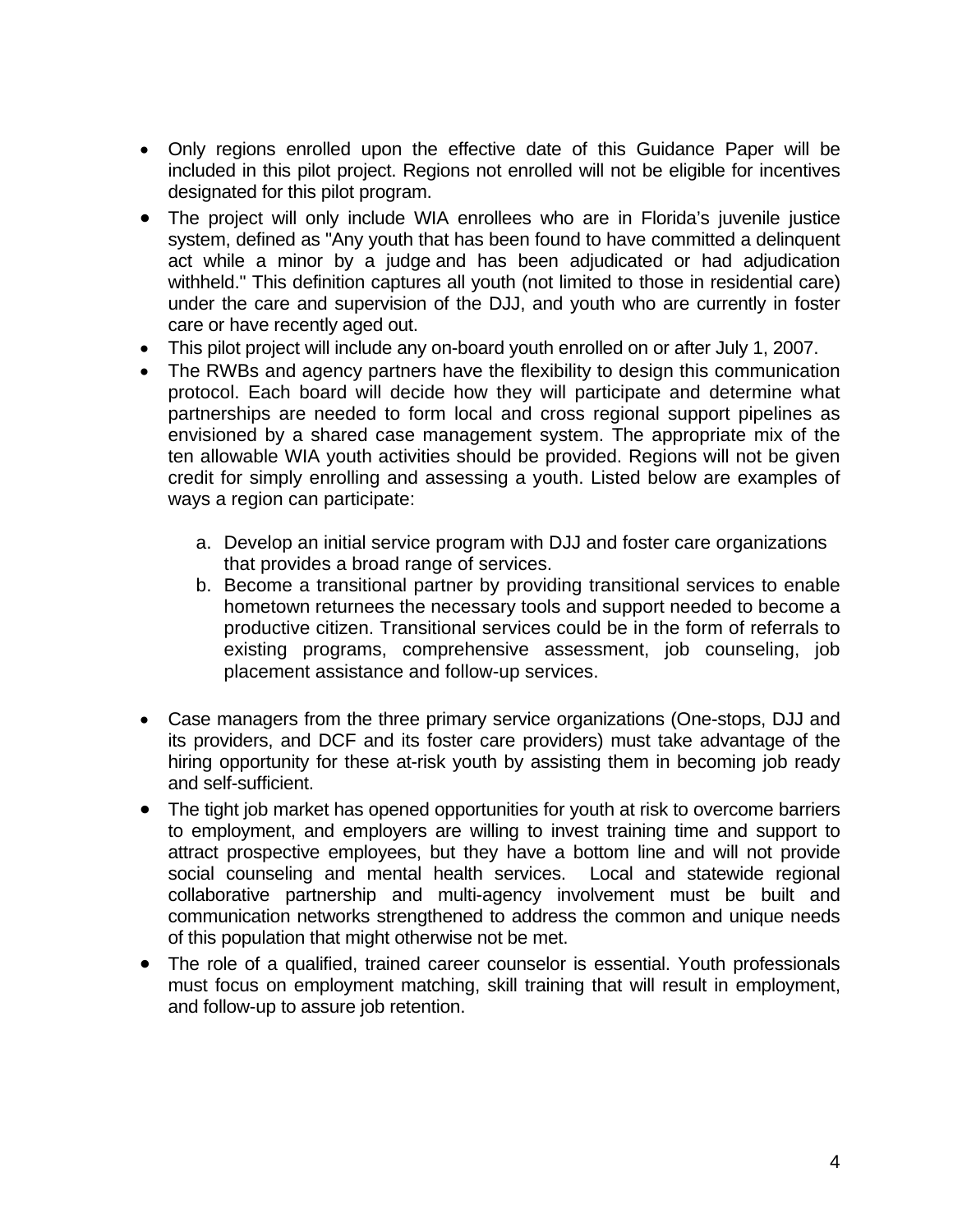- Only regions enrolled upon the effective date of this Guidance Paper will be included in this pilot project. Regions not enrolled will not be eligible for incentives designated for this pilot program.
- The project will only include WIA enrollees who are in Florida's juvenile justice system, defined as "Any youth that has been found to have committed a delinquent act while a minor by a judge and has been adjudicated or had adjudication withheld." This definition captures all youth (not limited to those in residential care) under the care and supervision of the DJJ, and youth who are currently in foster care or have recently aged out.
- This pilot project will include any on-board youth enrolled on or after July 1, 2007.
- The RWBs and agency partners have the flexibility to design this communication protocol. Each board will decide how they will participate and determine what partnerships are needed to form local and cross regional support pipelines as envisioned by a shared case management system. The appropriate mix of the ten allowable WIA youth activities should be provided. Regions will not be given credit for simply enrolling and assessing a youth. Listed below are examples of ways a region can participate:

    a. Develop an initial service program with DJJ and foster care organizations that provides a broad range of services.
    b. Become a transitional partner by providing transitional services to enable hometown returnees the necessary tools and support needed to become a productive citizen. Transitional services could be in the form of referrals to existing programs, comprehensive assessment, job counseling, job placement assistance and follow-up services.

- Case managers from the three primary service organizations (One-stops, DJJ and its providers, and DCF and its foster care providers) must take advantage of the hiring opportunity for these at-risk youth by assisting them in becoming job ready and self-sufficient.
- The tight job market has opened opportunities for youth at risk to overcome barriers to employment, and employers are willing to invest training time and support to attract prospective employees, but they have a bottom line and will not provide social counseling and mental health services. Local and statewide regional collaborative partnership and multi-agency involvement must be built and communication networks strengthened to address the common and unique needs of this population that might otherwise not be met.
- The role of a qualified, trained career counselor is essential. Youth professionals must focus on employment matching, skill training that will result in employment, and follow-up to assure job retention.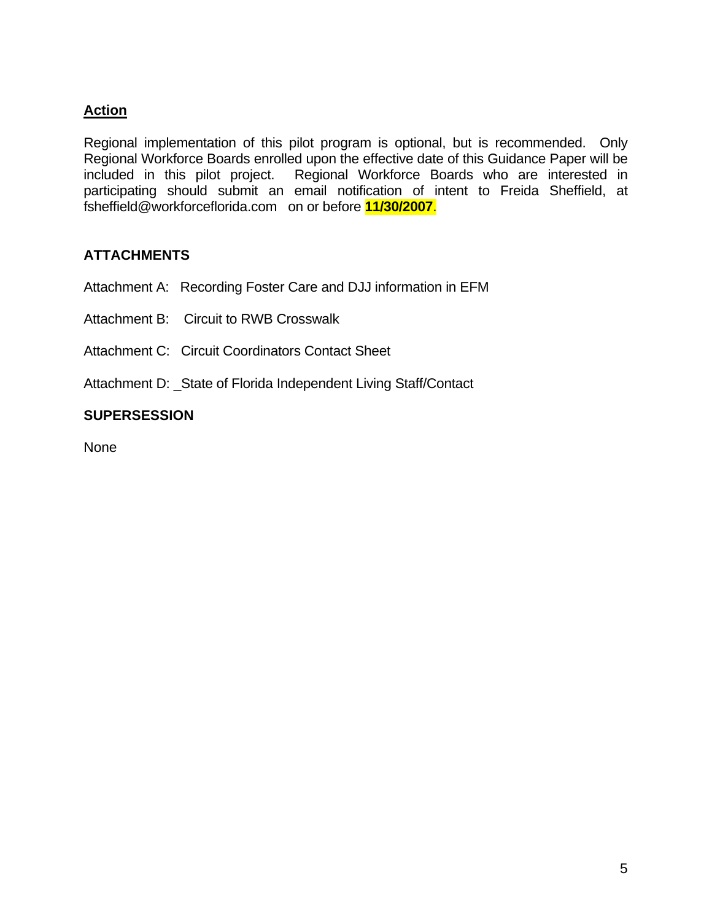**Action**

Regional implementation of this pilot program is optional, but is recommended. Only Regional Workforce Boards enrolled upon the effective date of this Guidance Paper will be included in this pilot project. Regional Workforce Boards who are interested in participating should submit an email notification of intent to Freida Sheffield, at fsheffield@workforceflorida.com on or before **11/30/2007**.

**ATTACHMENTS**

Attachment A: Recording Foster Care and DJJ information in EFM

Attachment B: Circuit to RWB Crosswalk

Attachment C: Circuit Coordinators Contact Sheet

Attachment D: _State of Florida Independent Living Staff/Contact

**SUPERSESSION**

None